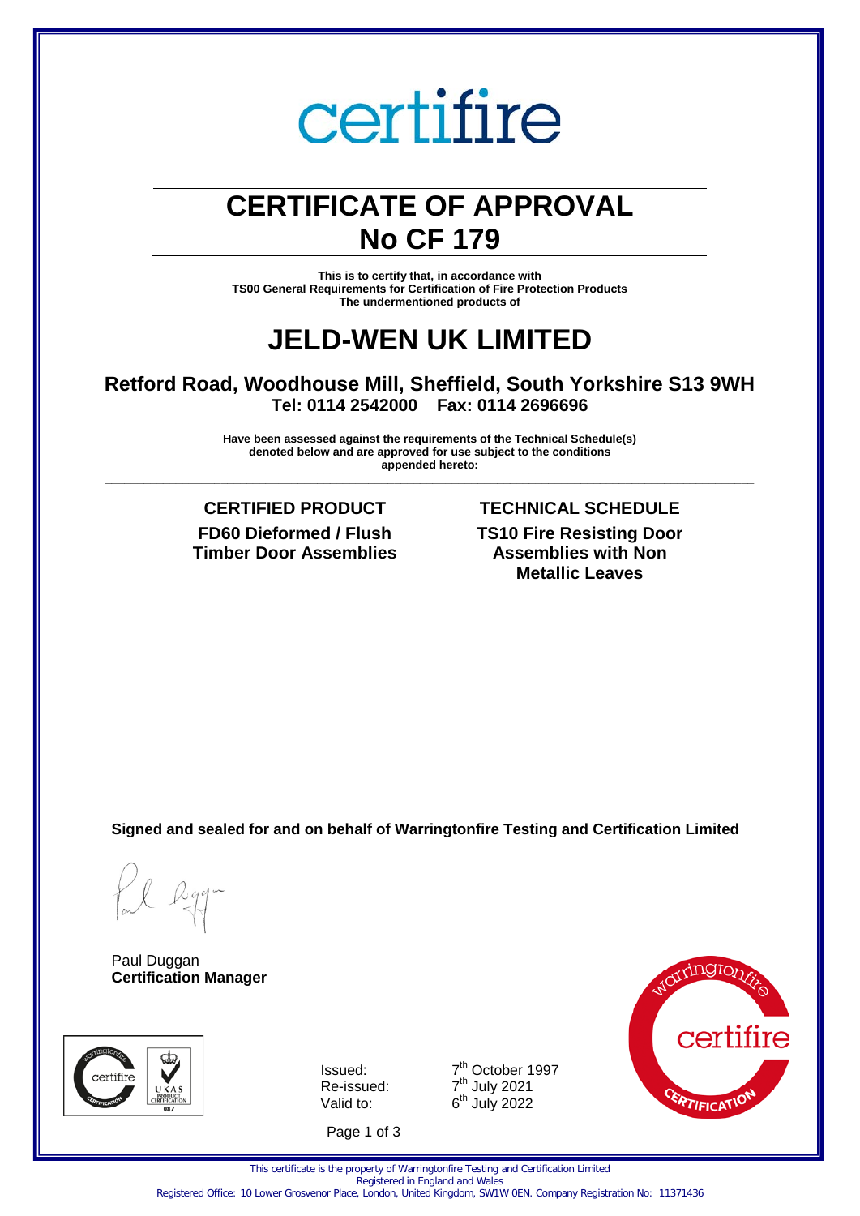certifire

# CERTIFICATE OF APPROVAL
# No CF 179

**This is to certify that, in accordance with**
**TS00 General Requirements for Certification of Fire Protection Products**
**The undermentioned products of**

# JELD-WEN UK LIMITED

## Retford Road, Woodhouse Mill, Sheffield, South Yorkshire S13 9WH
**Tel: 0114 2542000 Fax: 0114 2696696**

**Have been assessed against the requirements of the Technical Schedule(s) denoted below and are approved for use subject to the conditions appended hereto:**

| CERTIFIED PRODUCT | TECHNICAL SCHEDULE |
| --- | --- |
| **FD60 Dieformed / Flush Timber Door Assemblies** | **TS10 Fire Resisting Door Assemblies with Non Metallic Leaves** |

**Signed and sealed for and on behalf of Warringtonfire Testing and Certification Limited**

Paul Duggan
**Certification Manager**

Issued: 7th October 1997
Re-issued: 7th July 2021
Valid to: 6th July 2022

This certificate is the property of Warringtonfire Testing and Certification Limited
Registered in England and Wales
Registered Office: 10 Lower Grosvenor Place, London, United Kingdom, SW1W 0EN. Company Registration No: 11371436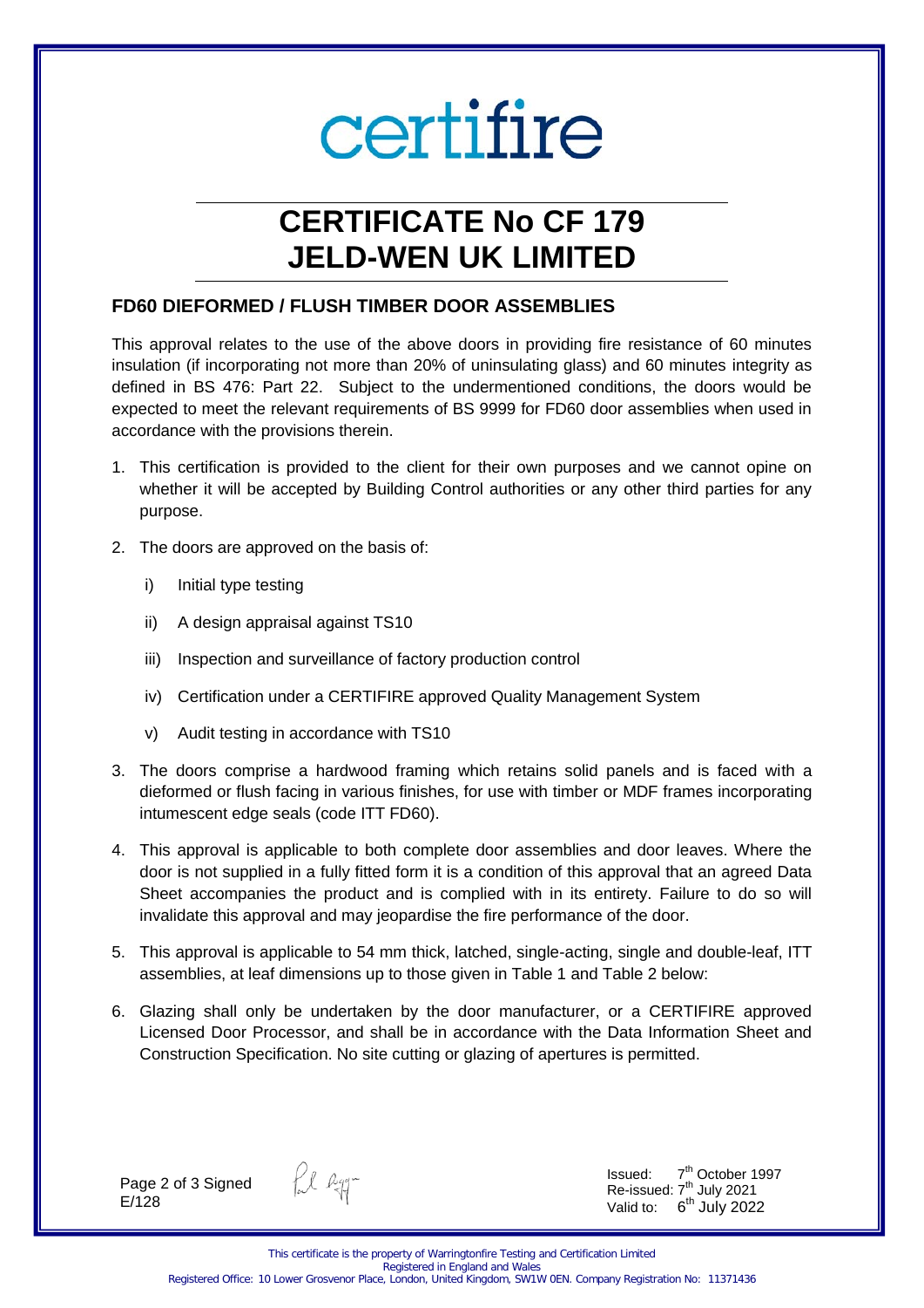# certifire

# CERTIFICATE No CF 179
# JELD-WEN UK LIMITED

## FD60 DIEFORMED / FLUSH TIMBER DOOR ASSEMBLIES

This approval relates to the use of the above doors in providing fire resistance of 60 minutes insulation (if incorporating not more than 20% of uninsulating glass) and 60 minutes integrity as defined in BS 476: Part 22. Subject to the undermentioned conditions, the doors would be expected to meet the relevant requirements of BS 9999 for FD60 door assemblies when used in accordance with the provisions therein.

1. This certification is provided to the client for their own purposes and we cannot opine on whether it will be accepted by Building Control authorities or any other third parties for any purpose.

2. The doors are approved on the basis of:

   i) Initial type testing

   ii) A design appraisal against TS10

   iii) Inspection and surveillance of factory production control

   iv) Certification under a CERTIFIRE approved Quality Management System

   v) Audit testing in accordance with TS10

3. The doors comprise a hardwood framing which retains solid panels and is faced with a dieformed or flush facing in various finishes, for use with timber or MDF frames incorporating intumescent edge seals (code ITT FD60).

4. This approval is applicable to both complete door assemblies and door leaves. Where the door is not supplied in a fully fitted form it is a condition of this approval that an agreed Data Sheet accompanies the product and is complied with in its entirety. Failure to do so will invalidate this approval and may jeopardise the fire performance of the door.

5. This approval is applicable to 54 mm thick, latched, single-acting, single and double-leaf, ITT assemblies, at leaf dimensions up to those given in Table 1 and Table 2 below:

6. Glazing shall only be undertaken by the door manufacturer, or a CERTIFIRE approved Licensed Door Processor, and shall be in accordance with the Data Information Sheet and Construction Specification. No site cutting or glazing of apertures is permitted.

Signed
E/128

Issued: 7th October 1997
Re-issued: 7th July 2021
Valid to: 6th July 2022

This certificate is the property of Warringtonfire Testing and Certification Limited
Registered in England and Wales
Registered Office: 10 Lower Grosvenor Place, London, United Kingdom, SW1W 0EN. Company Registration No: 11371436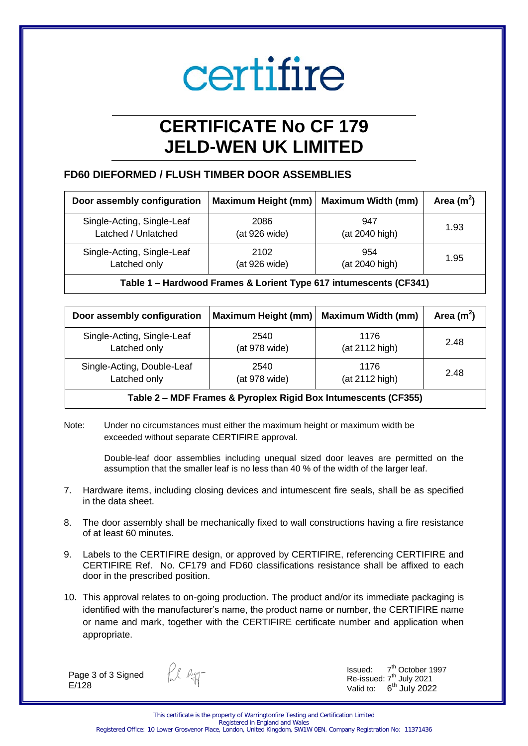certifire

# CERTIFICATE No CF 179
# JELD-WEN UK LIMITED

## FD60 DIEFORMED / FLUSH TIMBER DOOR ASSEMBLIES

| Door assembly configuration | Maximum Height (mm) | Maximum Width (mm) | Area ($m^2$) |
|---|---|---|---|
| Single-Acting, Single-Leaf Latched / Unlatched | 2086 (at 926 wide) | 947 (at 2040 high) | 1.93 |
| Single-Acting, Single-Leaf Latched only | 2102 (at 926 wide) | 954 (at 2040 high) | 1.95 |

**Table 1 – Hardwood Frames & Lorient Type 617 intumescents (CF341)**

| Door assembly configuration | Maximum Height (mm) | Maximum Width (mm) | Area ($m^2$) |
|---|---|---|---|
| Single-Acting, Single-Leaf Latched only | 2540 (at 978 wide) | 1176 (at 2112 high) | 2.48 |
| Single-Acting, Double-Leaf Latched only | 2540 (at 978 wide) | 1176 (at 2112 high) | 2.48 |

**Table 2 – MDF Frames & Pyroplex Rigid Box Intumescents (CF355)**

Note: Under no circumstances must either the maximum height or maximum width be exceeded without separate CERTIFIRE approval.

Double-leaf door assemblies including unequal sized door leaves are permitted on the assumption that the smaller leaf is no less than 40 % of the width of the larger leaf.

7. Hardware items, including closing devices and intumescent fire seals, shall be as specified in the data sheet.

8. The door assembly shall be mechanically fixed to wall constructions having a fire resistance of at least 60 minutes.

9. Labels to the CERTIFIRE design, or approved by CERTIFIRE, referencing CERTIFIRE and CERTIFIRE Ref. No. CF179 and FD60 classifications resistance shall be affixed to each door in the prescribed position.

10. This approval relates to on-going production. The product and/or its immediate packaging is identified with the manufacturer's name, the product name or number, the CERTIFIRE name or name and mark, together with the CERTIFIRE certificate number and application when appropriate.

Signed
E/128

Issued: 7th October 1997
Re-issued: 7th July 2021
Valid to: 6th July 2022

This certificate is the property of Warringtonfire Testing and Certification Limited
Registered in England and Wales
Registered Office: 10 Lower Grosvenor Place, London, United Kingdom, SW1W 0EN. Company Registration No: 11371436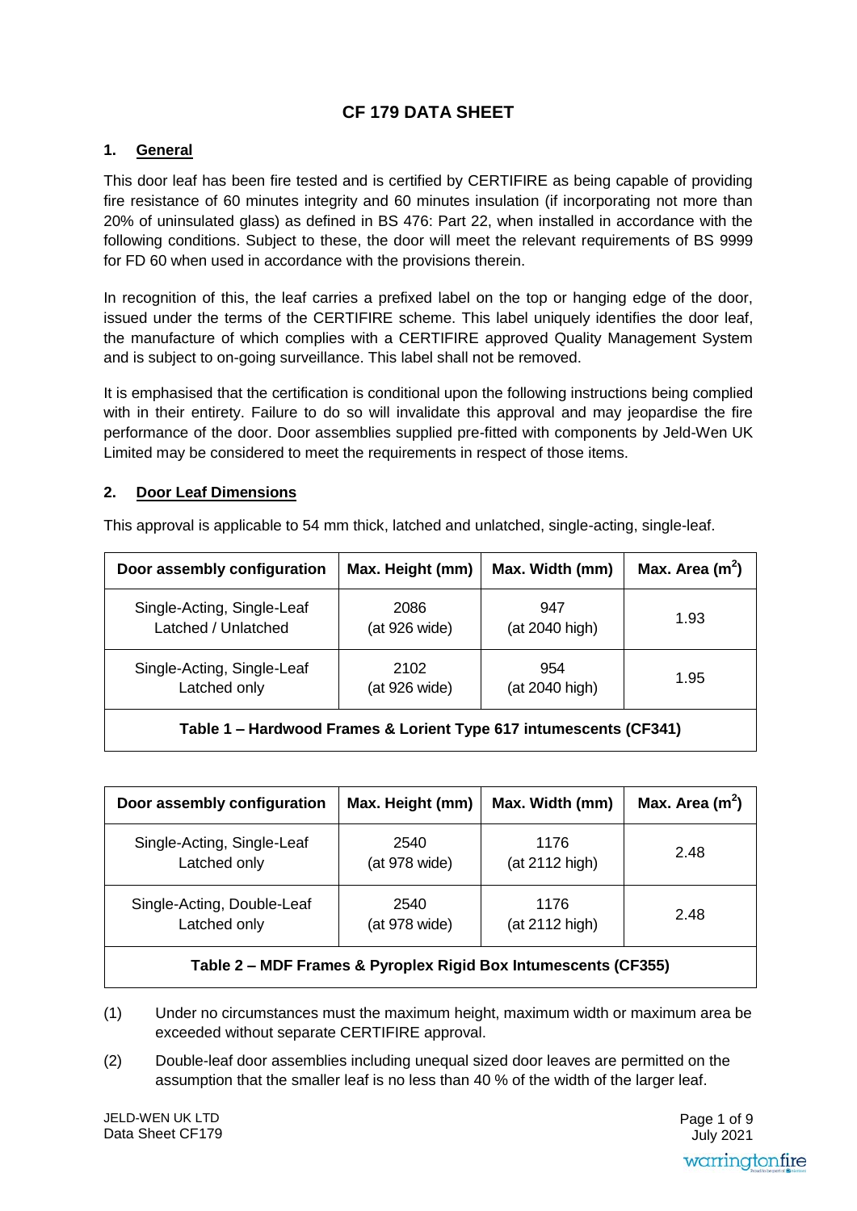# CF 179 DATA SHEET

## 1. General

This door leaf has been fire tested and is certified by CERTIFIRE as being capable of providing fire resistance of 60 minutes integrity and 60 minutes insulation (if incorporating not more than 20% of uninsulated glass) as defined in BS 476: Part 22, when installed in accordance with the following conditions. Subject to these, the door will meet the relevant requirements of BS 9999 for FD 60 when used in accordance with the provisions therein.

In recognition of this, the leaf carries a prefixed label on the top or hanging edge of the door, issued under the terms of the CERTIFIRE scheme. This label uniquely identifies the door leaf, the manufacture of which complies with a CERTIFIRE approved Quality Management System and is subject to on-going surveillance. This label shall not be removed.

It is emphasised that the certification is conditional upon the following instructions being complied with in their entirety. Failure to do so will invalidate this approval and may jeopardise the fire performance of the door. Door assemblies supplied pre-fitted with components by Jeld-Wen UK Limited may be considered to meet the requirements in respect of those items.

## 2. Door Leaf Dimensions

This approval is applicable to 54 mm thick, latched and unlatched, single-acting, single-leaf.

| Door assembly configuration | Max. Height (mm) | Max. Width (mm) | Max. Area ($m^2$) |
|---|---|---|---|
| Single-Acting, Single-Leaf Latched / Unlatched | 2086 (at 926 wide) | 947 (at 2040 high) | 1.93 |
| Single-Acting, Single-Leaf Latched only | 2102 (at 926 wide) | 954 (at 2040 high) | 1.95 |

**Table 1 – Hardwood Frames & Lorient Type 617 intumescents (CF341)**

| Door assembly configuration | Max. Height (mm) | Max. Width (mm) | Max. Area ($m^2$) |
|---|---|---|---|
| Single-Acting, Single-Leaf Latched only | 2540 (at 978 wide) | 1176 (at 2112 high) | 2.48 |
| Single-Acting, Double-Leaf Latched only | 2540 (at 978 wide) | 1176 (at 2112 high) | 2.48 |

**Table 2 – MDF Frames & Pyroplex Rigid Box Intumescents (CF355)**

(1) Under no circumstances must the maximum height, maximum width or maximum area be exceeded without separate CERTIFIRE approval.

(2) Double-leaf door assemblies including unequal sized door leaves are permitted on the assumption that the smaller leaf is no less than 40 % of the width of the larger leaf.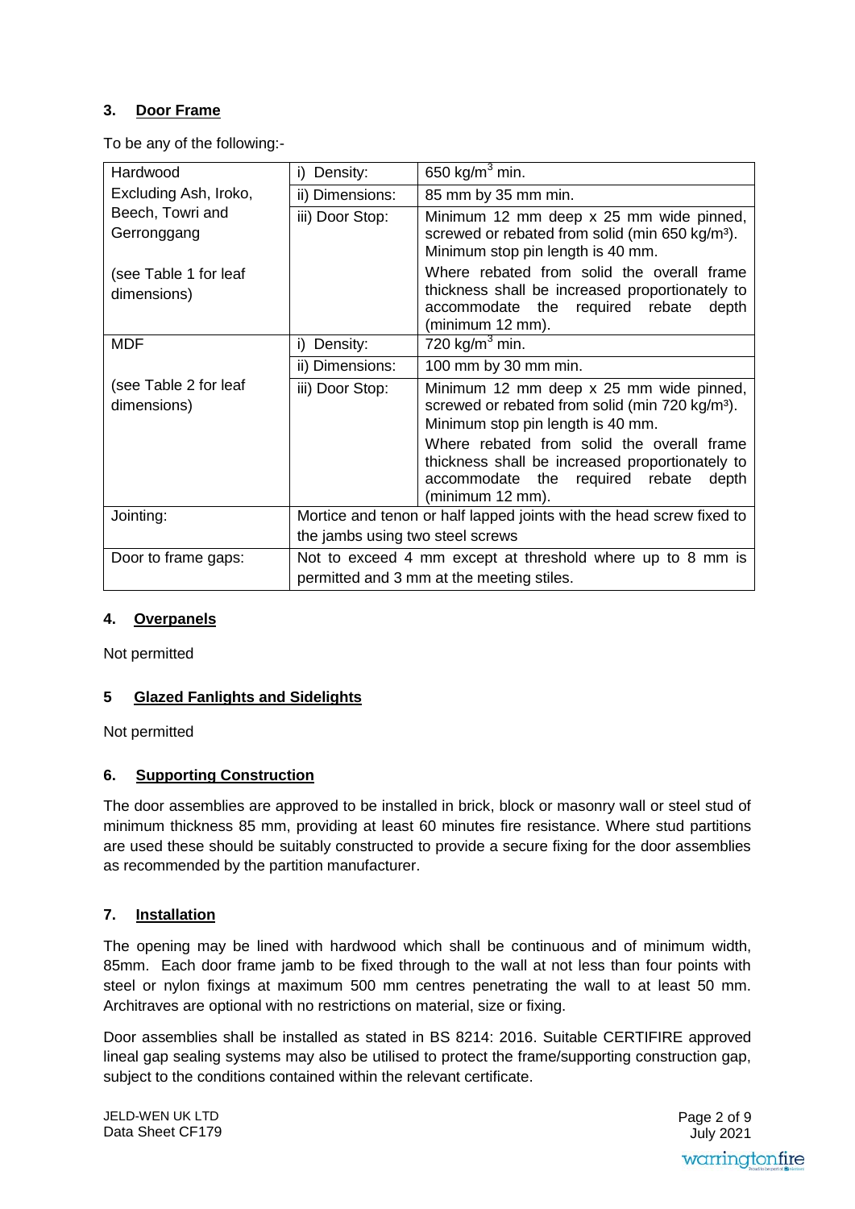### 3. Door Frame

To be any of the following:-

| | | |
|---|---|---|
| Hardwood<br>Excluding Ash, Iroko, Beech, Towri and Gerronggang<br><br>(see Table 1 for leaf dimensions) | i) Density: | 650 kg/m$^3$ min. |
| | ii) Dimensions: | 85 mm by 35 mm min. |
| | iii) Door Stop: | Minimum 12 mm deep x 25 mm wide pinned, screwed or rebated from solid (min 650 kg/m³). Minimum stop pin length is 40 mm.<br><br>Where rebated from solid the overall frame thickness shall be increased proportionately to accommodate the required rebate depth (minimum 12 mm). |
| MDF<br><br>(see Table 2 for leaf dimensions) | i) Density: | 720 kg/m$^3$ min. |
| | ii) Dimensions: | 100 mm by 30 mm min. |
| | iii) Door Stop: | Minimum 12 mm deep x 25 mm wide pinned, screwed or rebated from solid (min 720 kg/m³). Minimum stop pin length is 40 mm.<br><br>Where rebated from solid the overall frame thickness shall be increased proportionately to accommodate the required rebate depth (minimum 12 mm). |
| Jointing: | Mortice and tenon or half lapped joints with the head screw fixed to the jambs using two steel screws | |
| Door to frame gaps: | Not to exceed 4 mm except at threshold where up to 8 mm is permitted and 3 mm at the meeting stiles. | |

### 4. Overpanels

Not permitted

### 5 Glazed Fanlights and Sidelights

Not permitted

### 6. Supporting Construction

The door assemblies are approved to be installed in brick, block or masonry wall or steel stud of minimum thickness 85 mm, providing at least 60 minutes fire resistance. Where stud partitions are used these should be suitably constructed to provide a secure fixing for the door assemblies as recommended by the partition manufacturer.

### 7. Installation

The opening may be lined with hardwood which shall be continuous and of minimum width, 85mm. Each door frame jamb to be fixed through to the wall at not less than four points with steel or nylon fixings at maximum 500 mm centres penetrating the wall to at least 50 mm. Architraves are optional with no restrictions on material, size or fixing.

Door assemblies shall be installed as stated in BS 8214: 2016. Suitable CERTIFIRE approved lineal gap sealing systems may also be utilised to protect the frame/supporting construction gap, subject to the conditions contained within the relevant certificate.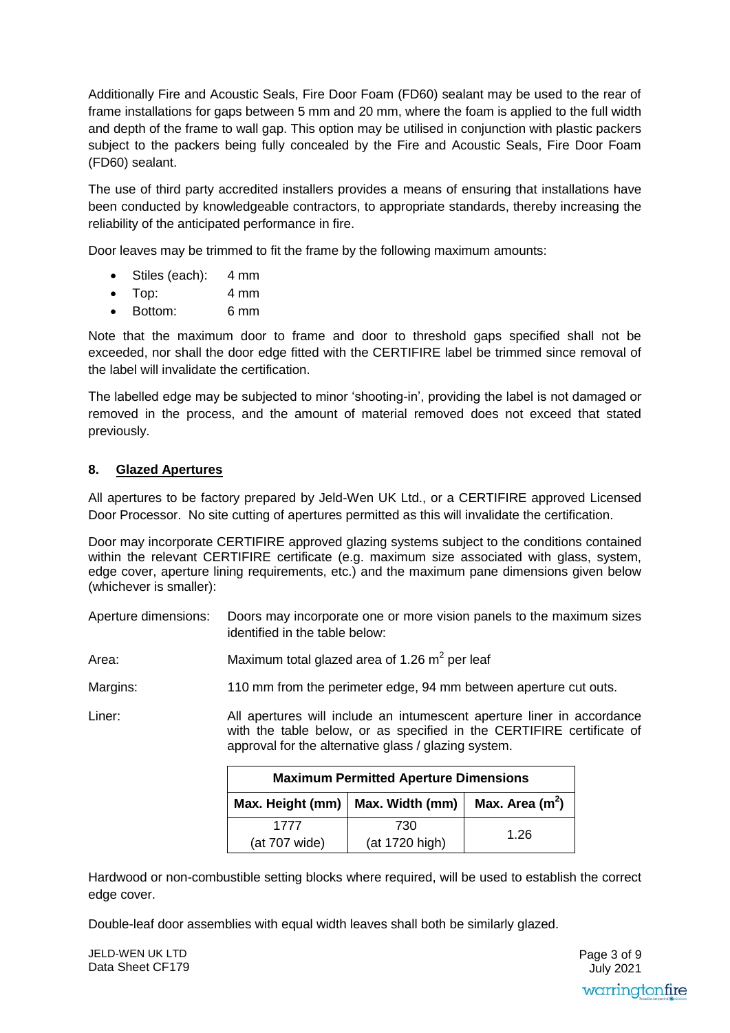Additionally Fire and Acoustic Seals, Fire Door Foam (FD60) sealant may be used to the rear of frame installations for gaps between 5 mm and 20 mm, where the foam is applied to the full width and depth of the frame to wall gap. This option may be utilised in conjunction with plastic packers subject to the packers being fully concealed by the Fire and Acoustic Seals, Fire Door Foam (FD60) sealant.

The use of third party accredited installers provides a means of ensuring that installations have been conducted by knowledgeable contractors, to appropriate standards, thereby increasing the reliability of the anticipated performance in fire.

Door leaves may be trimmed to fit the frame by the following maximum amounts:

- Stiles (each): 4 mm
- Top: 4 mm
- Bottom: 6 mm

Note that the maximum door to frame and door to threshold gaps specified shall not be exceeded, nor shall the door edge fitted with the CERTIFIRE label be trimmed since removal of the label will invalidate the certification.

The labelled edge may be subjected to minor 'shooting-in', providing the label is not damaged or removed in the process, and the amount of material removed does not exceed that stated previously.

## 8. Glazed Apertures

All apertures to be factory prepared by Jeld-Wen UK Ltd., or a CERTIFIRE approved Licensed Door Processor. No site cutting of apertures permitted as this will invalidate the certification.

Door may incorporate CERTIFIRE approved glazing systems subject to the conditions contained within the relevant CERTIFIRE certificate (e.g. maximum size associated with glass, system, edge cover, aperture lining requirements, etc.) and the maximum pane dimensions given below (whichever is smaller):

Aperture dimensions: Doors may incorporate one or more vision panels to the maximum sizes identified in the table below:

Area: Maximum total glazed area of 1.26 m$^2$ per leaf

Margins: 110 mm from the perimeter edge, 94 mm between aperture cut outs.

Liner: All apertures will include an intumescent aperture liner in accordance with the table below, or as specified in the CERTIFIRE certificate of approval for the alternative glass / glazing system.

| Maximum Permitted Aperture Dimensions | | |
|---|---|---|
| Max. Height (mm) | Max. Width (mm) | Max. Area (m$^2$) |
| 1777 (at 707 wide) | 730 (at 1720 high) | 1.26 |

Hardwood or non-combustible setting blocks where required, will be used to establish the correct edge cover.

Double-leaf door assemblies with equal width leaves shall both be similarly glazed.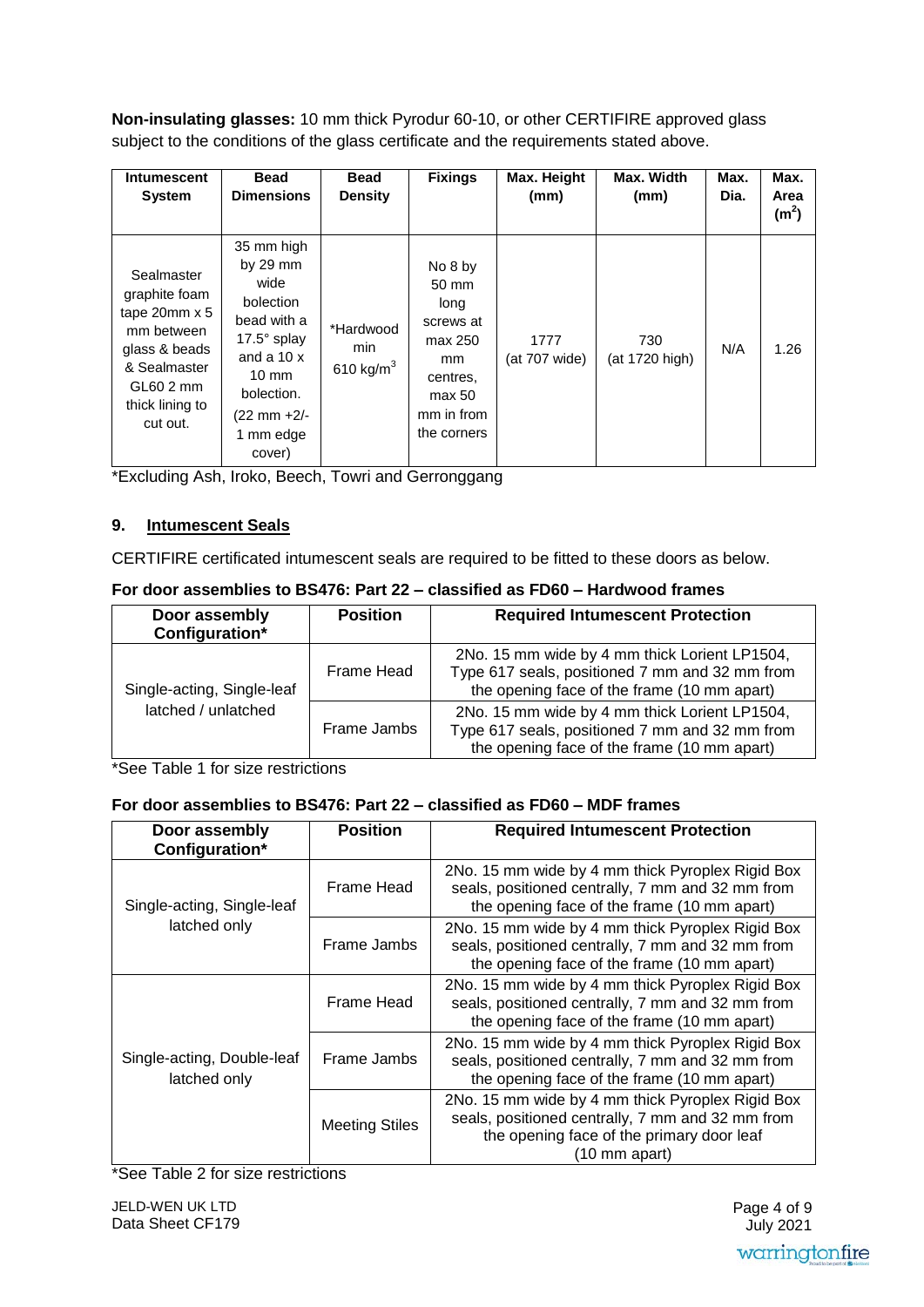**Non-insulating glasses:** 10 mm thick Pyrodur 60-10, or other CERTIFIRE approved glass subject to the conditions of the glass certificate and the requirements stated above.

| Intumescent System | Bead Dimensions | Bead Density | Fixings | Max. Height (mm) | Max. Width (mm) | Max. Dia. | Max. Area ($m^2$) |
|---|---|---|---|---|---|---|---|
| Sealmaster graphite foam tape 20mm x 5 mm between glass & beads & Sealmaster GL60 2 mm thick lining to cut out. | 35 mm high by 29 mm wide bolection bead with a 17.5° splay and a 10 x 10 mm bolection. (22 mm +2/- 1 mm edge cover) | *Hardwood min 610 kg/$m^3$ | No 8 by 50 mm long screws at max 250 mm centres, max 50 mm in from the corners | 1777 (at 707 wide) | 730 (at 1720 high) | N/A | 1.26 |

*Excluding Ash, Iroko, Beech, Towri and Gerronggang

### 9. Intumescent Seals

CERTIFIRE certificated intumescent seals are required to be fitted to these doors as below.

**For door assemblies to BS476: Part 22 – classified as FD60 – Hardwood frames**

| Door assembly Configuration* | Position | Required Intumescent Protection |
|---|---|---|
| Single-acting, Single-leaf latched / unlatched | Frame Head | 2No. 15 mm wide by 4 mm thick Lorient LP1504, Type 617 seals, positioned 7 mm and 32 mm from the opening face of the frame (10 mm apart) |
| | Frame Jambs | 2No. 15 mm wide by 4 mm thick Lorient LP1504, Type 617 seals, positioned 7 mm and 32 mm from the opening face of the frame (10 mm apart) |

*See Table 1 for size restrictions

**For door assemblies to BS476: Part 22 – classified as FD60 – MDF frames**

| Door assembly Configuration* | Position | Required Intumescent Protection |
|---|---|---|
| Single-acting, Single-leaf latched only | Frame Head | 2No. 15 mm wide by 4 mm thick Pyroplex Rigid Box seals, positioned centrally, 7 mm and 32 mm from the opening face of the frame (10 mm apart) |
| | Frame Jambs | 2No. 15 mm wide by 4 mm thick Pyroplex Rigid Box seals, positioned centrally, 7 mm and 32 mm from the opening face of the frame (10 mm apart) |
| Single-acting, Double-leaf latched only | Frame Head | 2No. 15 mm wide by 4 mm thick Pyroplex Rigid Box seals, positioned centrally, 7 mm and 32 mm from the opening face of the frame (10 mm apart) |
| | Frame Jambs | 2No. 15 mm wide by 4 mm thick Pyroplex Rigid Box seals, positioned centrally, 7 mm and 32 mm from the opening face of the frame (10 mm apart) |
| | Meeting Stiles | 2No. 15 mm wide by 4 mm thick Pyroplex Rigid Box seals, positioned centrally, 7 mm and 32 mm from the opening face of the primary door leaf (10 mm apart) |

*See Table 2 for size restrictions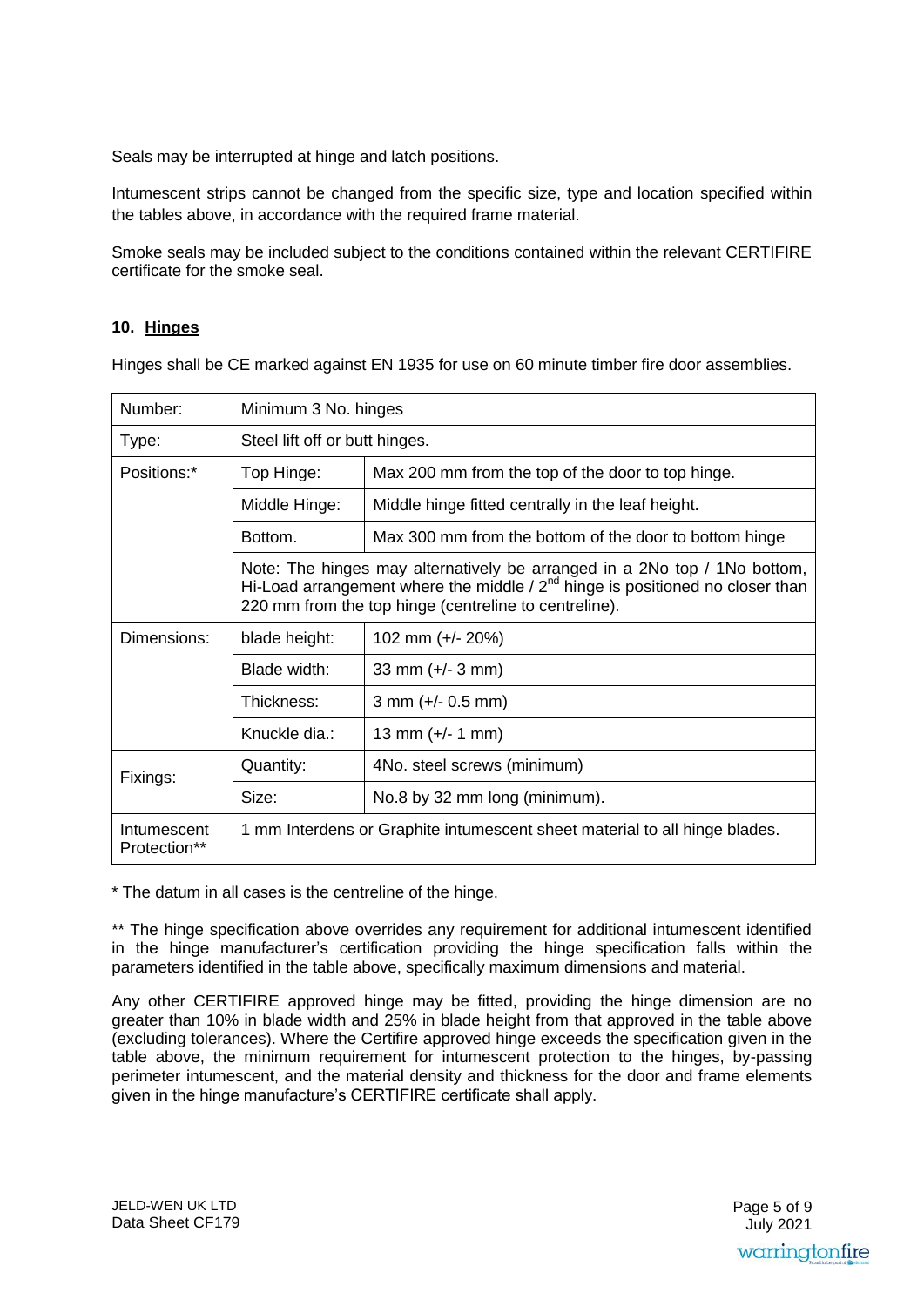Seals may be interrupted at hinge and latch positions.

Intumescent strips cannot be changed from the specific size, type and location specified within the tables above, in accordance with the required frame material.

Smoke seals may be included subject to the conditions contained within the relevant CERTIFIRE certificate for the smoke seal.

## 10. Hinges

Hinges shall be CE marked against EN 1935 for use on 60 minute timber fire door assemblies.

| | | |
|---|---|---|
| Number: | Minimum 3 No. hinges | |
| Type: | Steel lift off or butt hinges. | |
| Positions:* | Top Hinge: | Max 200 mm from the top of the door to top hinge. |
| | Middle Hinge: | Middle hinge fitted centrally in the leaf height. |
| | Bottom. | Max 300 mm from the bottom of the door to bottom hinge |
| | Note: The hinges may alternatively be arranged in a 2No top / 1No bottom, Hi-Load arrangement where the middle / 2nd hinge is positioned no closer than 220 mm from the top hinge (centreline to centreline). | |
| Dimensions: | blade height: | 102 mm (+/- 20%) |
| | Blade width: | 33 mm (+/- 3 mm) |
| | Thickness: | 3 mm (+/- 0.5 mm) |
| | Knuckle dia.: | 13 mm (+/- 1 mm) |
| Fixings: | Quantity: | 4No. steel screws (minimum) |
| | Size: | No.8 by 32 mm long (minimum). |
| Intumescent Protection** | 1 mm Interdens or Graphite intumescent sheet material to all hinge blades. | |

\* The datum in all cases is the centreline of the hinge.

\*\* The hinge specification above overrides any requirement for additional intumescent identified in the hinge manufacturer's certification providing the hinge specification falls within the parameters identified in the table above, specifically maximum dimensions and material.

Any other CERTIFIRE approved hinge may be fitted, providing the hinge dimension are no greater than 10% in blade width and 25% in blade height from that approved in the table above (excluding tolerances). Where the Certifire approved hinge exceeds the specification given in the table above, the minimum requirement for intumescent protection to the hinges, by-passing perimeter intumescent, and the material density and thickness for the door and frame elements given in the hinge manufacture's CERTIFIRE certificate shall apply.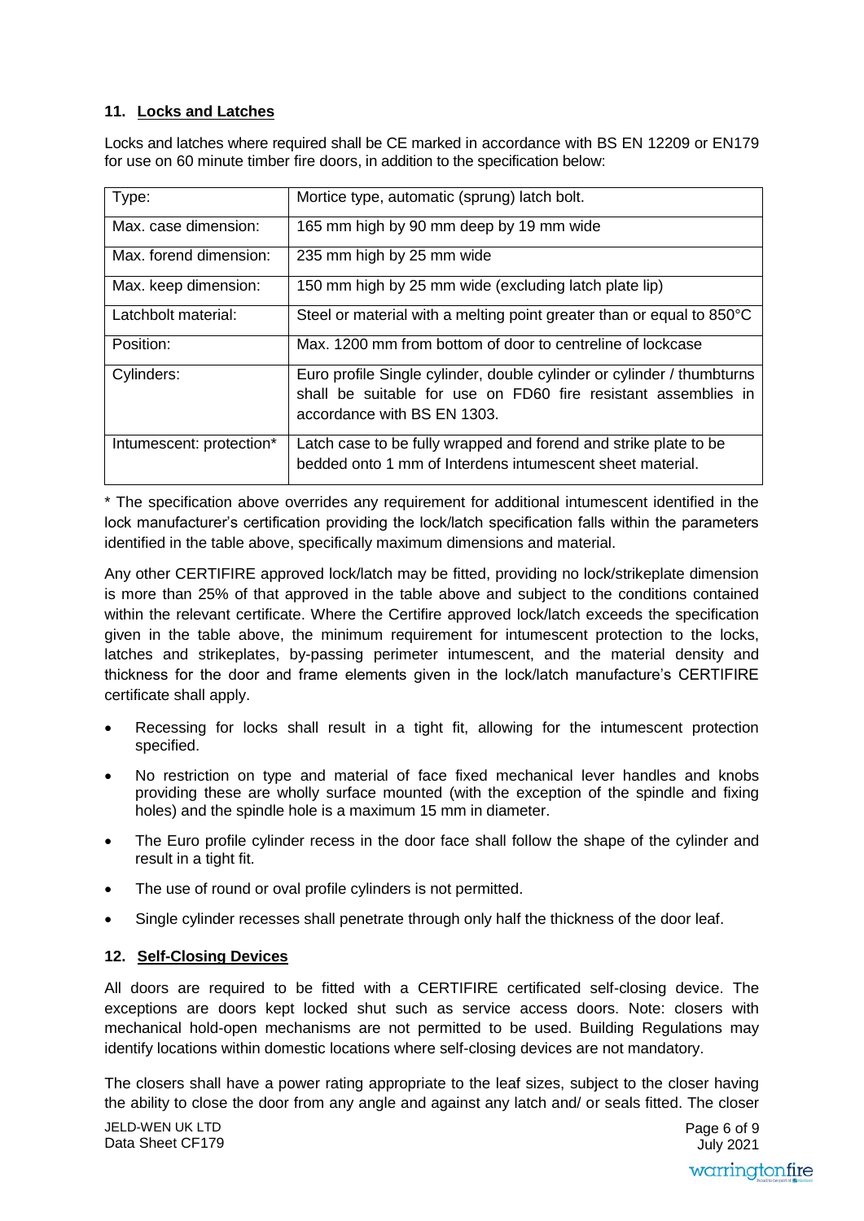## 11. Locks and Latches

Locks and latches where required shall be CE marked in accordance with BS EN 12209 or EN179 for use on 60 minute timber fire doors, in addition to the specification below:

| | |
|---|---|
| Type: | Mortice type, automatic (sprung) latch bolt. |
| Max. case dimension: | 165 mm high by 90 mm deep by 19 mm wide |
| Max. forend dimension: | 235 mm high by 25 mm wide |
| Max. keep dimension: | 150 mm high by 25 mm wide (excluding latch plate lip) |
| Latchbolt material: | Steel or material with a melting point greater than or equal to 850°C |
| Position: | Max. 1200 mm from bottom of door to centreline of lockcase |
| Cylinders: | Euro profile Single cylinder, double cylinder or cylinder / thumbturns shall be suitable for use on FD60 fire resistant assemblies in accordance with BS EN 1303. |
| Intumescent: protection* | Latch case to be fully wrapped and forend and strike plate to be bedded onto 1 mm of Interdens intumescent sheet material. |

* The specification above overrides any requirement for additional intumescent identified in the lock manufacturer's certification providing the lock/latch specification falls within the parameters identified in the table above, specifically maximum dimensions and material.

Any other CERTIFIRE approved lock/latch may be fitted, providing no lock/strikeplate dimension is more than 25% of that approved in the table above and subject to the conditions contained within the relevant certificate. Where the Certifire approved lock/latch exceeds the specification given in the table above, the minimum requirement for intumescent protection to the locks, latches and strikeplates, by-passing perimeter intumescent, and the material density and thickness for the door and frame elements given in the lock/latch manufacture's CERTIFIRE certificate shall apply.

- Recessing for locks shall result in a tight fit, allowing for the intumescent protection specified.
- No restriction on type and material of face fixed mechanical lever handles and knobs providing these are wholly surface mounted (with the exception of the spindle and fixing holes) and the spindle hole is a maximum 15 mm in diameter.
- The Euro profile cylinder recess in the door face shall follow the shape of the cylinder and result in a tight fit.
- The use of round or oval profile cylinders is not permitted.
- Single cylinder recesses shall penetrate through only half the thickness of the door leaf.

## 12. Self-Closing Devices

All doors are required to be fitted with a CERTIFIRE certificated self-closing device. The exceptions are doors kept locked shut such as service access doors. Note: closers with mechanical hold-open mechanisms are not permitted to be used. Building Regulations may identify locations within domestic locations where self-closing devices are not mandatory.

The closers shall have a power rating appropriate to the leaf sizes, subject to the closer having the ability to close the door from any angle and against any latch and/ or seals fitted. The closer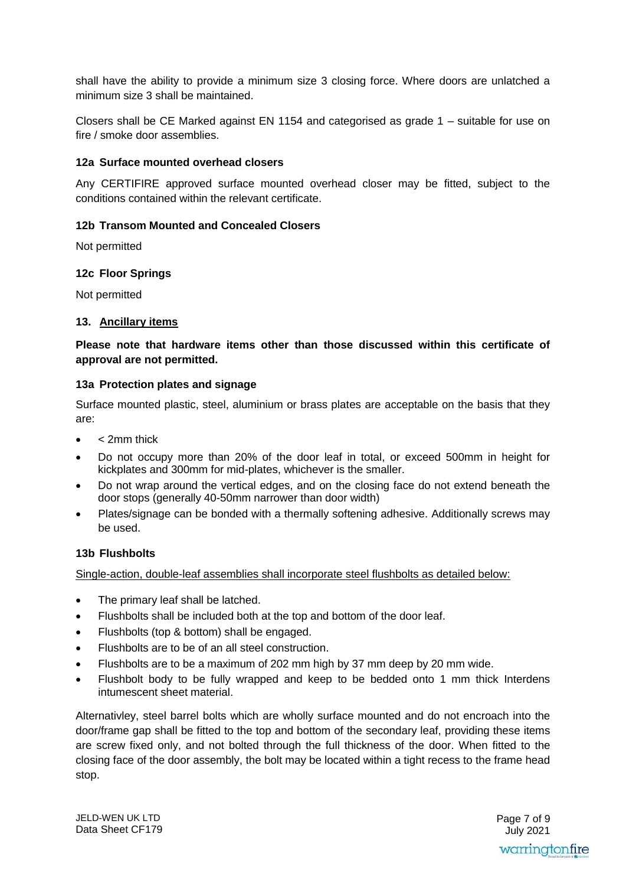shall have the ability to provide a minimum size 3 closing force. Where doors are unlatched a minimum size 3 shall be maintained.

Closers shall be CE Marked against EN 1154 and categorised as grade 1 – suitable for use on fire / smoke door assemblies.

### 12a Surface mounted overhead closers

Any CERTIFIRE approved surface mounted overhead closer may be fitted, subject to the conditions contained within the relevant certificate.

### 12b Transom Mounted and Concealed Closers

Not permitted

### 12c Floor Springs

Not permitted

## 13. Ancillary items

**Please note that hardware items other than those discussed within this certificate of approval are not permitted.**

### 13a Protection plates and signage

Surface mounted plastic, steel, aluminium or brass plates are acceptable on the basis that they are:

- < 2mm thick
- Do not occupy more than 20% of the door leaf in total, or exceed 500mm in height for kickplates and 300mm for mid-plates, whichever is the smaller.
- Do not wrap around the vertical edges, and on the closing face do not extend beneath the door stops (generally 40-50mm narrower than door width)
- Plates/signage can be bonded with a thermally softening adhesive. Additionally screws may be used.

### 13b Flushbolts

Single-action, double-leaf assemblies shall incorporate steel flushbolts as detailed below:

- The primary leaf shall be latched.
- Flushbolts shall be included both at the top and bottom of the door leaf.
- Flushbolts (top & bottom) shall be engaged.
- Flushbolts are to be of an all steel construction.
- Flushbolts are to be a maximum of 202 mm high by 37 mm deep by 20 mm wide.
- Flushbolt body to be fully wrapped and keep to be bedded onto 1 mm thick Interdens intumescent sheet material.

Alternativley, steel barrel bolts which are wholly surface mounted and do not encroach into the door/frame gap shall be fitted to the top and bottom of the secondary leaf, providing these items are screw fixed only, and not bolted through the full thickness of the door. When fitted to the closing face of the door assembly, the bolt may be located within a tight recess to the frame head stop.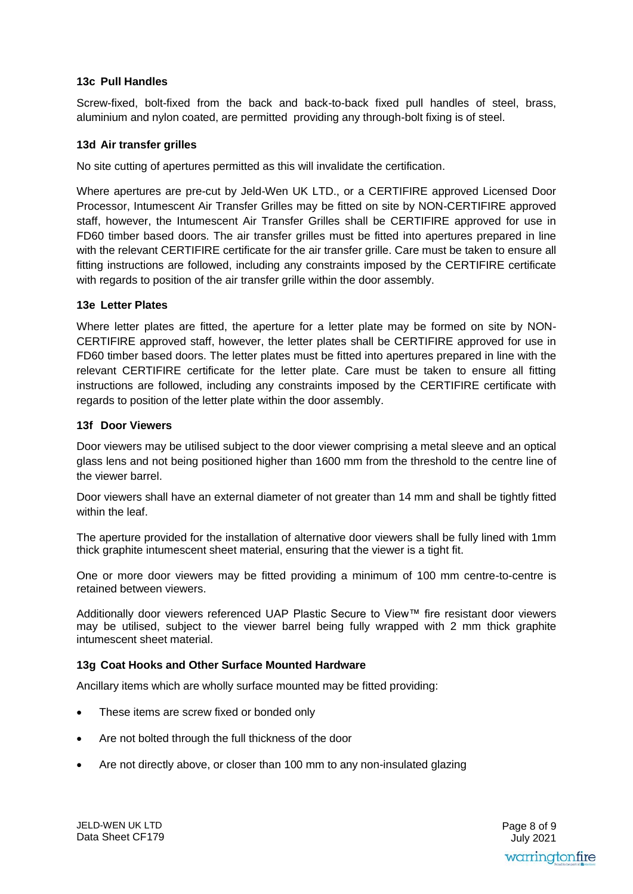### 13c Pull Handles

Screw-fixed, bolt-fixed from the back and back-to-back fixed pull handles of steel, brass, aluminium and nylon coated, are permitted providing any through-bolt fixing is of steel.

### 13d Air transfer grilles

No site cutting of apertures permitted as this will invalidate the certification.

Where apertures are pre-cut by Jeld-Wen UK LTD., or a CERTIFIRE approved Licensed Door Processor, Intumescent Air Transfer Grilles may be fitted on site by NON-CERTIFIRE approved staff, however, the Intumescent Air Transfer Grilles shall be CERTIFIRE approved for use in FD60 timber based doors. The air transfer grilles must be fitted into apertures prepared in line with the relevant CERTIFIRE certificate for the air transfer grille. Care must be taken to ensure all fitting instructions are followed, including any constraints imposed by the CERTIFIRE certificate with regards to position of the air transfer grille within the door assembly.

### 13e Letter Plates

Where letter plates are fitted, the aperture for a letter plate may be formed on site by NON-CERTIFIRE approved staff, however, the letter plates shall be CERTIFIRE approved for use in FD60 timber based doors. The letter plates must be fitted into apertures prepared in line with the relevant CERTIFIRE certificate for the letter plate. Care must be taken to ensure all fitting instructions are followed, including any constraints imposed by the CERTIFIRE certificate with regards to position of the letter plate within the door assembly.

### 13f Door Viewers

Door viewers may be utilised subject to the door viewer comprising a metal sleeve and an optical glass lens and not being positioned higher than 1600 mm from the threshold to the centre line of the viewer barrel.

Door viewers shall have an external diameter of not greater than 14 mm and shall be tightly fitted within the leaf.

The aperture provided for the installation of alternative door viewers shall be fully lined with 1mm thick graphite intumescent sheet material, ensuring that the viewer is a tight fit.

One or more door viewers may be fitted providing a minimum of 100 mm centre-to-centre is retained between viewers.

Additionally door viewers referenced UAP Plastic Secure to View™ fire resistant door viewers may be utilised, subject to the viewer barrel being fully wrapped with 2 mm thick graphite intumescent sheet material.

### 13g Coat Hooks and Other Surface Mounted Hardware

Ancillary items which are wholly surface mounted may be fitted providing:

- These items are screw fixed or bonded only
- Are not bolted through the full thickness of the door
- Are not directly above, or closer than 100 mm to any non-insulated glazing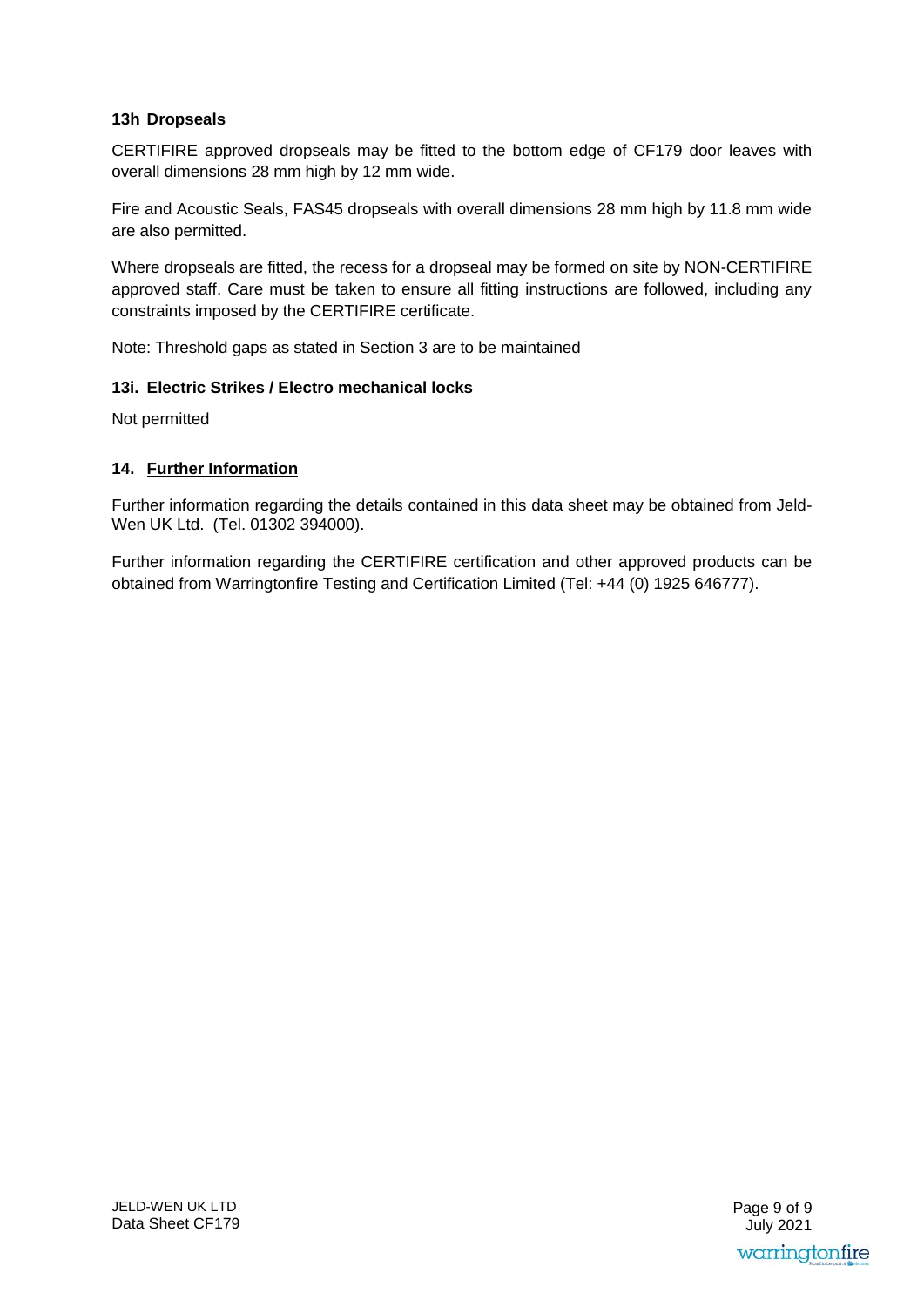### 13h Dropseals

CERTIFIRE approved dropseals may be fitted to the bottom edge of CF179 door leaves with overall dimensions 28 mm high by 12 mm wide.

Fire and Acoustic Seals, FAS45 dropseals with overall dimensions 28 mm high by 11.8 mm wide are also permitted.

Where dropseals are fitted, the recess for a dropseal may be formed on site by NON-CERTIFIRE approved staff. Care must be taken to ensure all fitting instructions are followed, including any constraints imposed by the CERTIFIRE certificate.

Note: Threshold gaps as stated in Section 3 are to be maintained

### 13i. Electric Strikes / Electro mechanical locks

Not permitted

## 14. Further Information

Further information regarding the details contained in this data sheet may be obtained from Jeld-Wen UK Ltd. (Tel. 01302 394000).

Further information regarding the CERTIFIRE certification and other approved products can be obtained from Warringtonfire Testing and Certification Limited (Tel: +44 (0) 1925 646777).